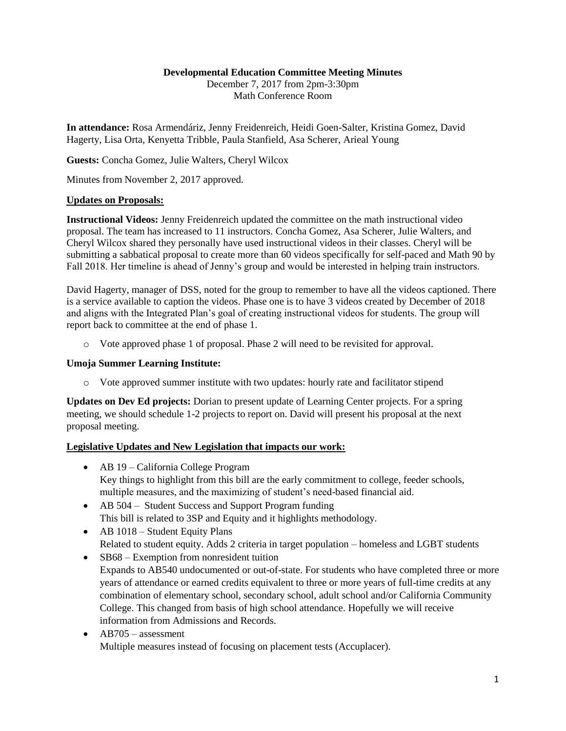# Developmental Education Committee Meeting Minutes

December 7, 2017 from 2pm-3:30pm
Math Conference Room

**In attendance:** Rosa Armendáriz, Jenny Freidenreich, Heidi Goen-Salter, Kristina Gomez, David Hagerty, Lisa Orta, Kenyetta Tribble, Paula Stanfield, Asa Scherer, Arieal Young

**Guests:** Concha Gomez, Julie Walters, Cheryl Wilcox

Minutes from November 2, 2017 approved.

**Updates on Proposals:**

**Instructional Videos:** Jenny Freidenreich updated the committee on the math instructional video proposal. The team has increased to 11 instructors. Concha Gomez, Asa Scherer, Julie Walters, and Cheryl Wilcox shared they personally have used instructional videos in their classes. Cheryl will be submitting a sabbatical proposal to create more than 60 videos specifically for self-paced and Math 90 by Fall 2018. Her timeline is ahead of Jenny's group and would be interested in helping train instructors.

David Hagerty, manager of DSS, noted for the group to remember to have all the videos captioned. There is a service available to caption the videos. Phase one is to have 3 videos created by December of 2018 and aligns with the Integrated Plan's goal of creating instructional videos for students. The group will report back to committee at the end of phase 1.

- Vote approved phase 1 of proposal. Phase 2 will need to be revisited for approval.

**Umoja Summer Learning Institute:**

- Vote approved summer institute with two updates: hourly rate and facilitator stipend

**Updates on Dev Ed projects:** Dorian to present update of Learning Center projects. For a spring meeting, we should schedule 1-2 projects to report on. David will present his proposal at the next proposal meeting.

**Legislative Updates and New Legislation that impacts our work:**

- AB 19 – California College Program
  Key things to highlight from this bill are the early commitment to college, feeder schools, multiple measures, and the maximizing of student's need-based financial aid.
- AB 504 – Student Success and Support Program funding
  This bill is related to 3SP and Equity and it highlights methodology.
- AB 1018 – Student Equity Plans
  Related to student equity. Adds 2 criteria in target population – homeless and LGBT students
- SB68 – Exemption from nonresident tuition
  Expands to AB540 undocumented or out-of-state. For students who have completed three or more years of attendance or earned credits equivalent to three or more years of full-time credits at any combination of elementary school, secondary school, adult school and/or California Community College. This changed from basis of high school attendance. Hopefully we will receive information from Admissions and Records.
- AB705 – assessment
  Multiple measures instead of focusing on placement tests (Accuplacer).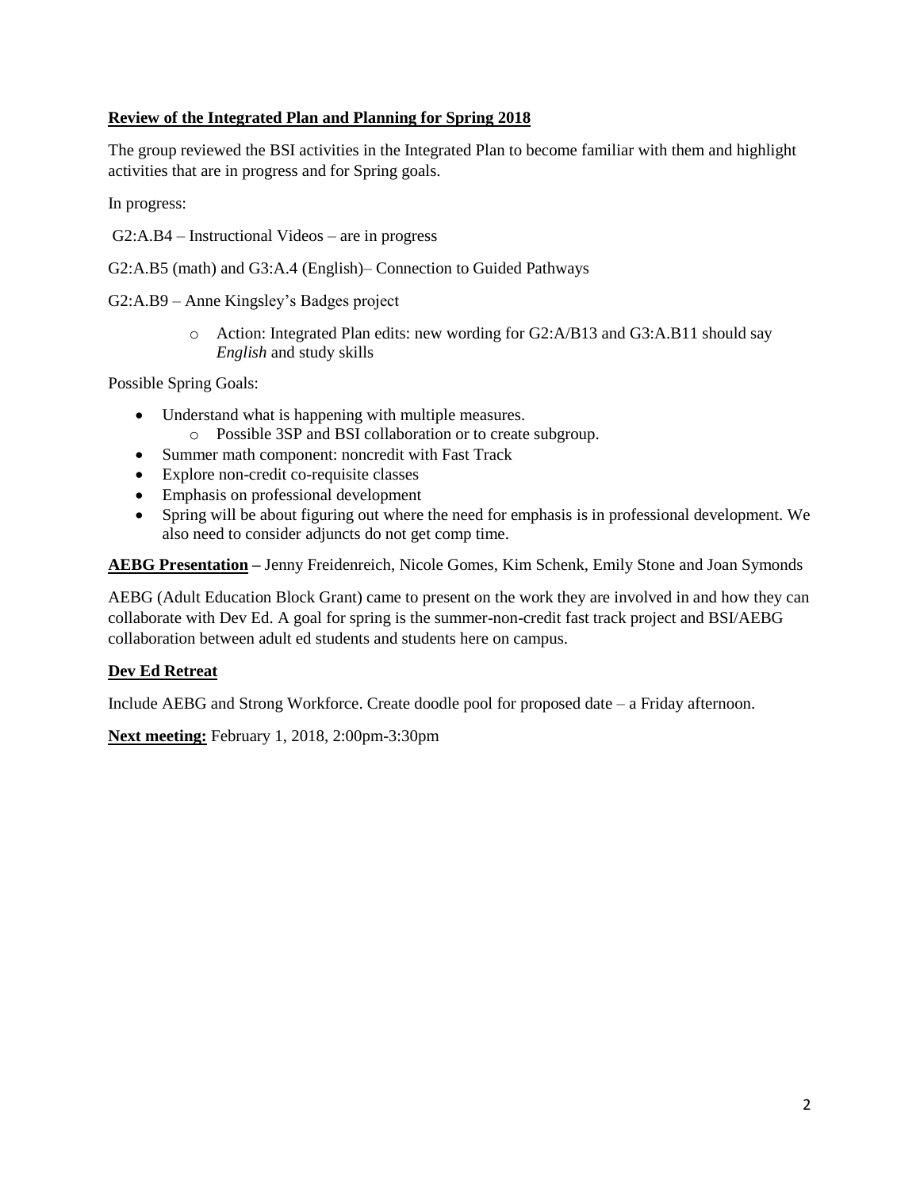**Review of the Integrated Plan and Planning for Spring 2018**

The group reviewed the BSI activities in the Integrated Plan to become familiar with them and highlight activities that are in progress and for Spring goals.

In progress:

G2:A.B4 – Instructional Videos – are in progress

G2:A.B5 (math) and G3:A.4 (English)– Connection to Guided Pathways

G2:A.B9 – Anne Kingsley's Badges project

- Action: Integrated Plan edits: new wording for G2:A/B13 and G3:A.B11 should say *English* and study skills

Possible Spring Goals:

- Understand what is happening with multiple measures.
  - Possible 3SP and BSI collaboration or to create subgroup.
- Summer math component: noncredit with Fast Track
- Explore non-credit co-requisite classes
- Emphasis on professional development
- Spring will be about figuring out where the need for emphasis is in professional development. We also need to consider adjuncts do not get comp time.

**AEBG Presentation** – Jenny Freidenreich, Nicole Gomes, Kim Schenk, Emily Stone and Joan Symonds

AEBG (Adult Education Block Grant) came to present on the work they are involved in and how they can collaborate with Dev Ed. A goal for spring is the summer-non-credit fast track project and BSI/AEBG collaboration between adult ed students and students here on campus.

**Dev Ed Retreat**

Include AEBG and Strong Workforce. Create doodle pool for proposed date – a Friday afternoon.

**Next meeting:** February 1, 2018, 2:00pm-3:30pm